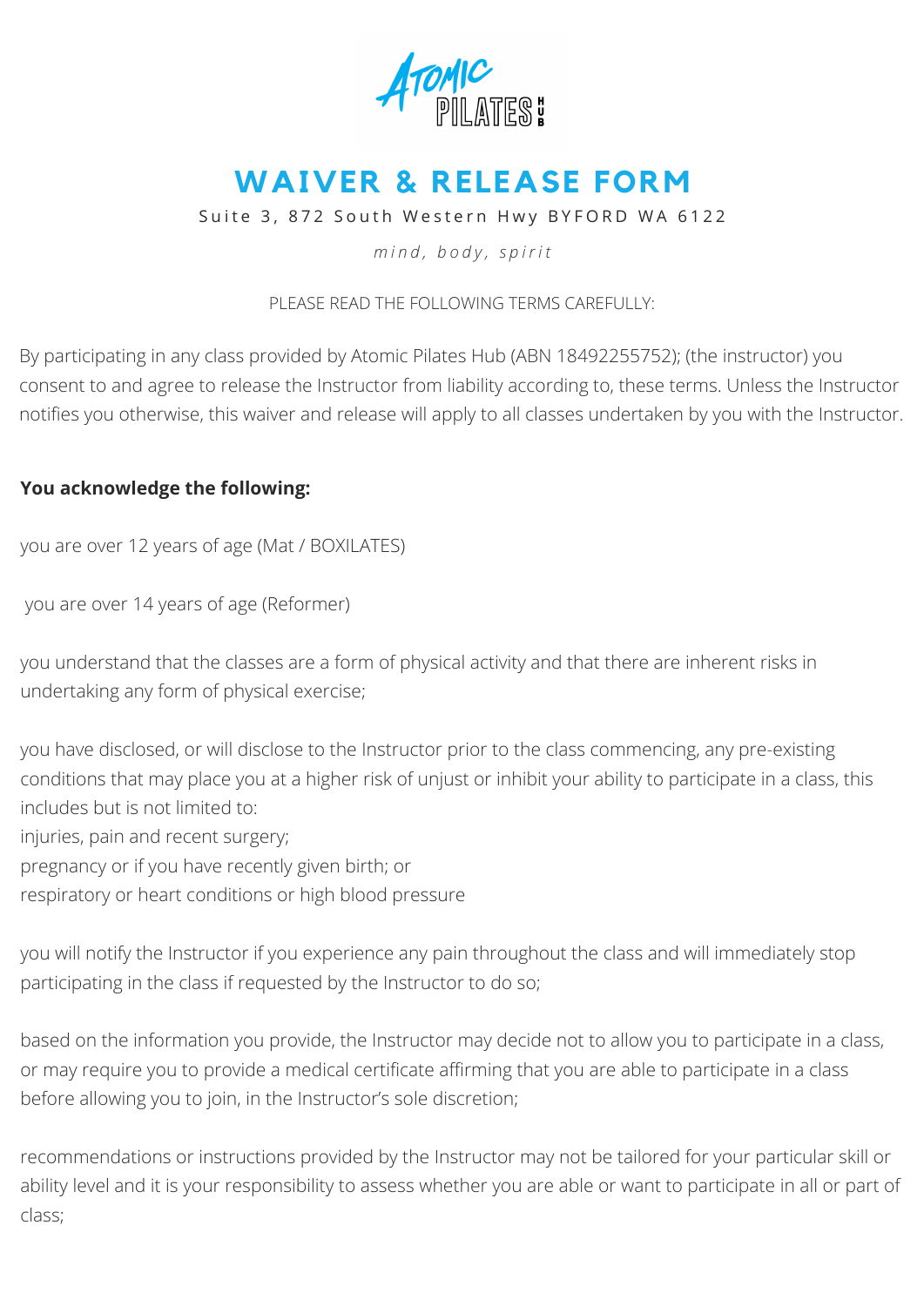# WAIVER & RELEASE FORM

Suite 3, 872 South Western Hwy BYFORD WA 6122

*mind, body, spirit*

PLEASE READ THE FOLLOWING TERMS CAREFULLY:

By participating in any class provided by Atomic Pilates Hub (ABN 18492255752); (the instructor) you consent to and agree to release the Instructor from liability according to, these terms. Unless the Instructor notifies you otherwise, this waiver and release will apply to all classes undertaken by you with the Instructor.

**You acknowledge the following:**

you are over 12 years of age (Mat / BOXILATES)

you are over 14 years of age (Reformer)

you understand that the classes are a form of physical activity and that there are inherent risks in undertaking any form of physical exercise;

you have disclosed, or will disclose to the Instructor prior to the class commencing, any pre-existing conditions that may place you at a higher risk of unjust or inhibit your ability to participate in a class, this includes but is not limited to:
injuries, pain and recent surgery;
pregnancy or if you have recently given birth; or
respiratory or heart conditions or high blood pressure

you will notify the Instructor if you experience any pain throughout the class and will immediately stop participating in the class if requested by the Instructor to do so;

based on the information you provide, the Instructor may decide not to allow you to participate in a class, or may require you to provide a medical certificate affirming that you are able to participate in a class before allowing you to join, in the Instructor's sole discretion;

recommendations or instructions provided by the Instructor may not be tailored for your particular skill or ability level and it is your responsibility to assess whether you are able or want to participate in all or part of class;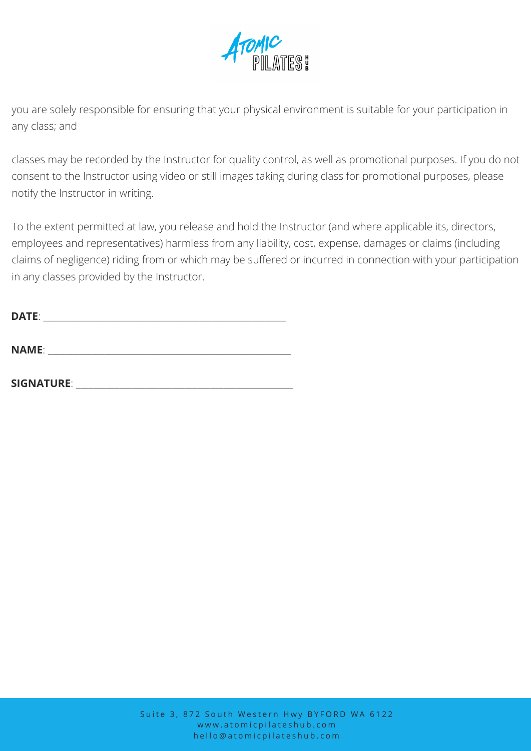you are solely responsible for ensuring that your physical environment is suitable for your participation in any class; and

classes may be recorded by the Instructor for quality control, as well as promotional purposes. If you do not consent to the Instructor using video or still images taking during class for promotional purposes, please notify the Instructor in writing.

To the extent permitted at law, you release and hold the Instructor (and where applicable its, directors, employees and representatives) harmless from any liability, cost, expense, damages or claims (including claims of negligence) riding from or which may be suffered or incurred in connection with your participation in any classes provided by the Instructor.

**DATE**: ______________________________________________

**NAME**: ______________________________________________

**SIGNATURE**: ______________________________________________

Suite 3, 872 South Western Hwy BYFORD WA 6122
www.atomicpilateshub.com
hello@atomicpilateshub.com